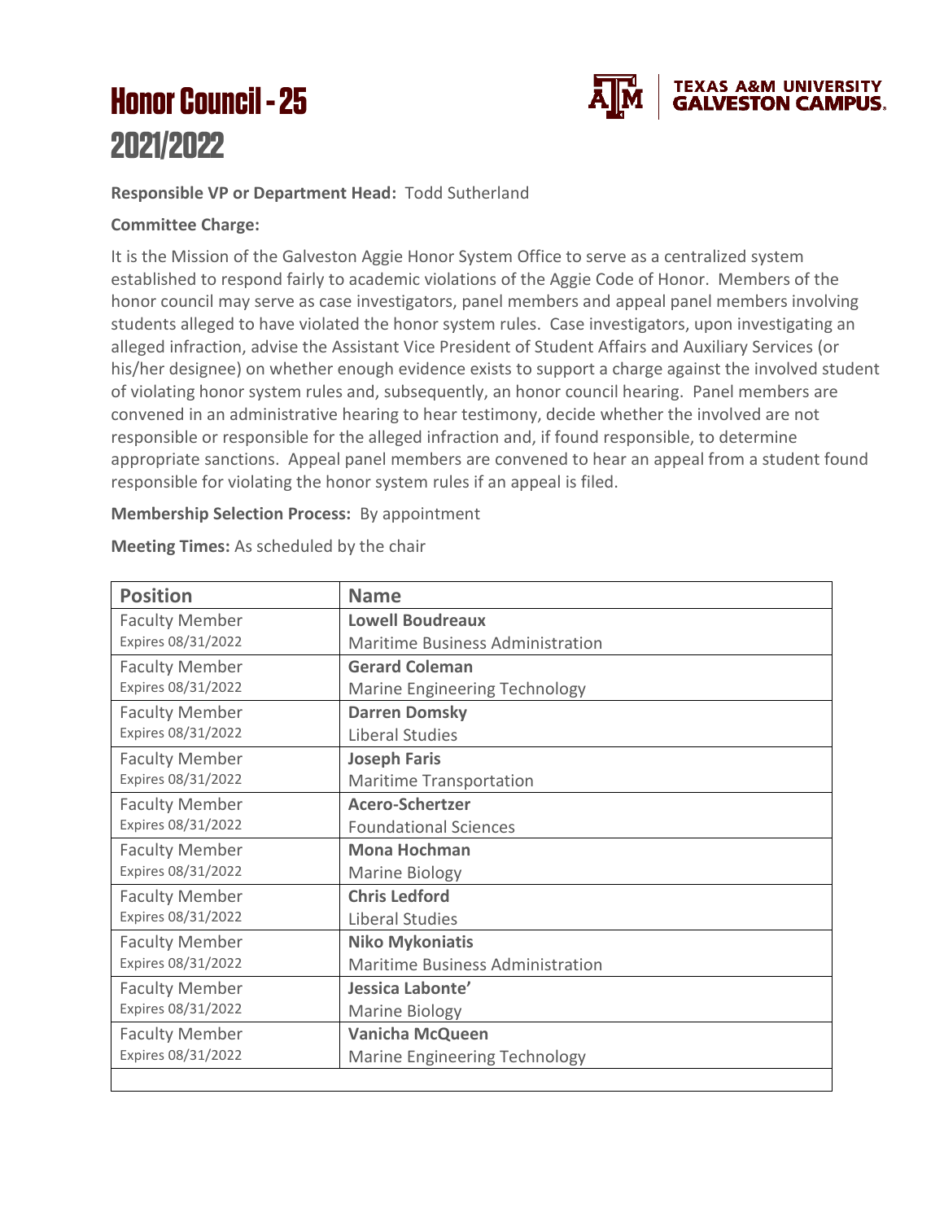# Honor Council - 25
# 2021/2022

TEXAS A&M UNIVERSITY GALVESTON CAMPUS

**Responsible VP or Department Head:** Todd Sutherland

**Committee Charge:**

It is the Mission of the Galveston Aggie Honor System Office to serve as a centralized system established to respond fairly to academic violations of the Aggie Code of Honor. Members of the honor council may serve as case investigators, panel members and appeal panel members involving students alleged to have violated the honor system rules. Case investigators, upon investigating an alleged infraction, advise the Assistant Vice President of Student Affairs and Auxiliary Services (or his/her designee) on whether enough evidence exists to support a charge against the involved student of violating honor system rules and, subsequently, an honor council hearing. Panel members are convened in an administrative hearing to hear testimony, decide whether the involved are not responsible or responsible for the alleged infraction and, if found responsible, to determine appropriate sanctions. Appeal panel members are convened to hear an appeal from a student found responsible for violating the honor system rules if an appeal is filed.

**Membership Selection Process:** By appointment

**Meeting Times:** As scheduled by the chair

| Position | Name |
|---|---|
| Faculty Member<br>Expires 08/31/2022 | **Lowell Boudreaux**<br>Maritime Business Administration |
| Faculty Member<br>Expires 08/31/2022 | **Gerard Coleman**<br>Marine Engineering Technology |
| Faculty Member<br>Expires 08/31/2022 | **Darren Domsky**<br>Liberal Studies |
| Faculty Member<br>Expires 08/31/2022 | **Joseph Faris**<br>Maritime Transportation |
| Faculty Member<br>Expires 08/31/2022 | **Acero-Schertzer**<br>Foundational Sciences |
| Faculty Member<br>Expires 08/31/2022 | **Mona Hochman**<br>Marine Biology |
| Faculty Member<br>Expires 08/31/2022 | **Chris Ledford**<br>Liberal Studies |
| Faculty Member<br>Expires 08/31/2022 | **Niko Mykoniatis**<br>Maritime Business Administration |
| Faculty Member<br>Expires 08/31/2022 | **Jessica Labonte'**<br>Marine Biology |
| Faculty Member<br>Expires 08/31/2022 | **Vanicha McQueen**<br>Marine Engineering Technology |
| | |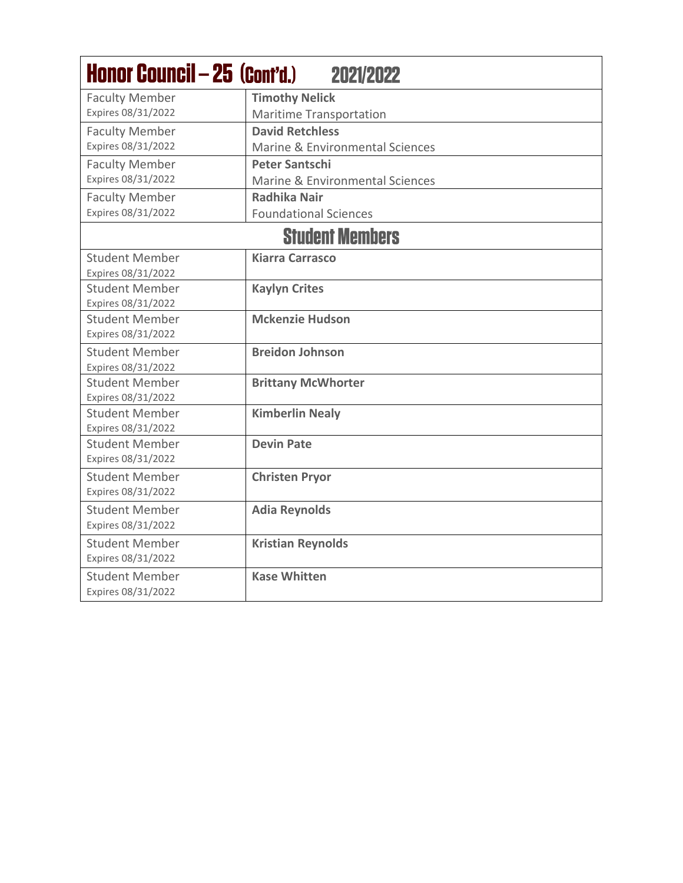| Honor Council – 25 (Cont'd.) 2021/2022 | |
|---|---|
| Faculty Member<br>Expires 08/31/2022 | **Timothy Nelick**<br>Maritime Transportation |
| Faculty Member<br>Expires 08/31/2022 | **David Retchless**<br>Marine & Environmental Sciences |
| Faculty Member<br>Expires 08/31/2022 | **Peter Santschi**<br>Marine & Environmental Sciences |
| Faculty Member<br>Expires 08/31/2022 | **Radhika Nair**<br>Foundational Sciences |
| **Student Members** | |
| Student Member<br>Expires 08/31/2022 | **Kiarra Carrasco** |
| Student Member<br>Expires 08/31/2022 | **Kaylyn Crites** |
| Student Member<br>Expires 08/31/2022 | **Mckenzie Hudson** |
| Student Member<br>Expires 08/31/2022 | **Breidon Johnson** |
| Student Member<br>Expires 08/31/2022 | **Brittany McWhorter** |
| Student Member<br>Expires 08/31/2022 | **Kimberlin Nealy** |
| Student Member<br>Expires 08/31/2022 | **Devin Pate** |
| Student Member<br>Expires 08/31/2022 | **Christen Pryor** |
| Student Member<br>Expires 08/31/2022 | **Adia Reynolds** |
| Student Member<br>Expires 08/31/2022 | **Kristian Reynolds** |
| Student Member<br>Expires 08/31/2022 | **Kase Whitten** |